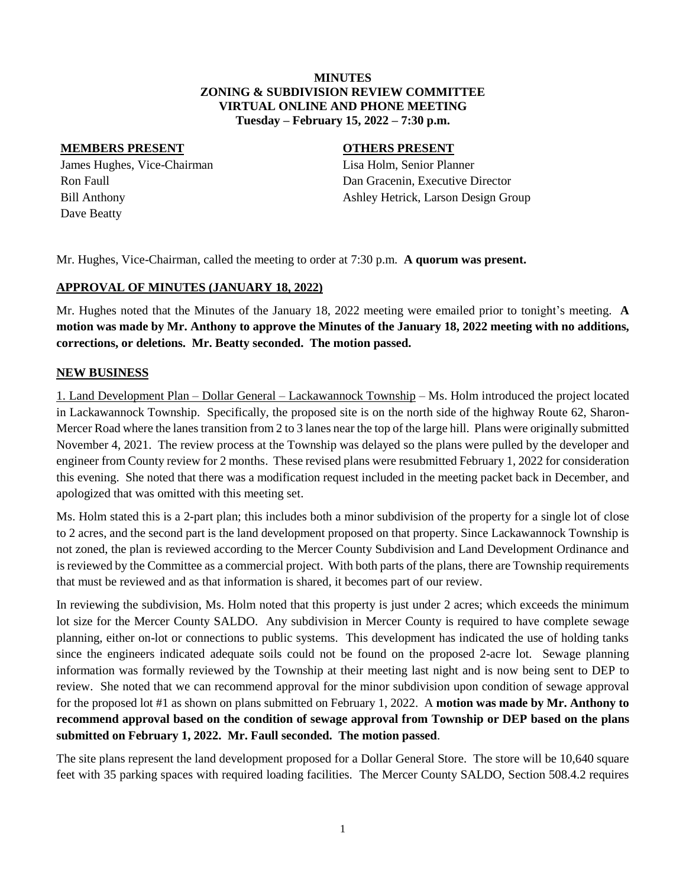**MINUTES**
**ZONING & SUBDIVISION REVIEW COMMITTEE**
**VIRTUAL ONLINE AND PHONE MEETING**
**Tuesday – February 15, 2022 – 7:30 p.m.**

**MEMBERS PRESENT**

James Hughes, Vice-Chairman
Ron Faull
Bill Anthony
Dave Beatty

**OTHERS PRESENT**

Lisa Holm, Senior Planner
Dan Gracenin, Executive Director
Ashley Hetrick, Larson Design Group

Mr. Hughes, Vice-Chairman, called the meeting to order at 7:30 p.m. **A quorum was present.**

## APPROVAL OF MINUTES (JANUARY 18, 2022)

Mr. Hughes noted that the Minutes of the January 18, 2022 meeting were emailed prior to tonight's meeting. **A motion was made by Mr. Anthony to approve the Minutes of the January 18, 2022 meeting with no additions, corrections, or deletions. Mr. Beatty seconded. The motion passed.**

## NEW BUSINESS

1. Land Development Plan – Dollar General – Lackawannock Township – Ms. Holm introduced the project located in Lackawannock Township. Specifically, the proposed site is on the north side of the highway Route 62, Sharon-Mercer Road where the lanes transition from 2 to 3 lanes near the top of the large hill. Plans were originally submitted November 4, 2021. The review process at the Township was delayed so the plans were pulled by the developer and engineer from County review for 2 months. These revised plans were resubmitted February 1, 2022 for consideration this evening. She noted that there was a modification request included in the meeting packet back in December, and apologized that was omitted with this meeting set.

Ms. Holm stated this is a 2-part plan; this includes both a minor subdivision of the property for a single lot of close to 2 acres, and the second part is the land development proposed on that property. Since Lackawannock Township is not zoned, the plan is reviewed according to the Mercer County Subdivision and Land Development Ordinance and is reviewed by the Committee as a commercial project. With both parts of the plans, there are Township requirements that must be reviewed and as that information is shared, it becomes part of our review.

In reviewing the subdivision, Ms. Holm noted that this property is just under 2 acres; which exceeds the minimum lot size for the Mercer County SALDO. Any subdivision in Mercer County is required to have complete sewage planning, either on-lot or connections to public systems. This development has indicated the use of holding tanks since the engineers indicated adequate soils could not be found on the proposed 2-acre lot. Sewage planning information was formally reviewed by the Township at their meeting last night and is now being sent to DEP to review. She noted that we can recommend approval for the minor subdivision upon condition of sewage approval for the proposed lot #1 as shown on plans submitted on February 1, 2022. A **motion was made by Mr. Anthony to recommend approval based on the condition of sewage approval from Township or DEP based on the plans submitted on February 1, 2022. Mr. Faull seconded. The motion passed**.

The site plans represent the land development proposed for a Dollar General Store. The store will be 10,640 square feet with 35 parking spaces with required loading facilities. The Mercer County SALDO, Section 508.4.2 requires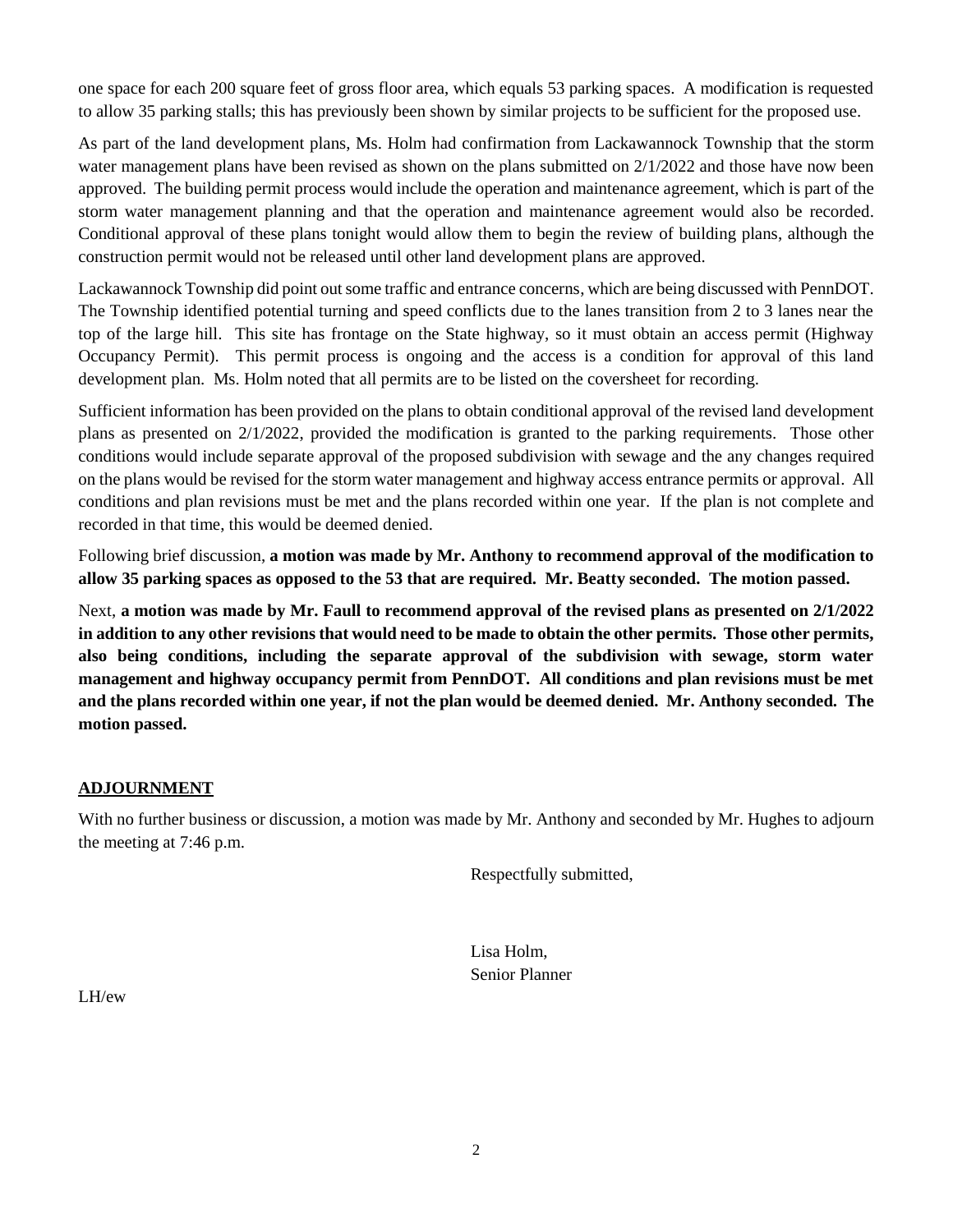one space for each 200 square feet of gross floor area, which equals 53 parking spaces. A modification is requested to allow 35 parking stalls; this has previously been shown by similar projects to be sufficient for the proposed use.

As part of the land development plans, Ms. Holm had confirmation from Lackawannock Township that the storm water management plans have been revised as shown on the plans submitted on 2/1/2022 and those have now been approved. The building permit process would include the operation and maintenance agreement, which is part of the storm water management planning and that the operation and maintenance agreement would also be recorded. Conditional approval of these plans tonight would allow them to begin the review of building plans, although the construction permit would not be released until other land development plans are approved.

Lackawannock Township did point out some traffic and entrance concerns, which are being discussed with PennDOT. The Township identified potential turning and speed conflicts due to the lanes transition from 2 to 3 lanes near the top of the large hill. This site has frontage on the State highway, so it must obtain an access permit (Highway Occupancy Permit). This permit process is ongoing and the access is a condition for approval of this land development plan. Ms. Holm noted that all permits are to be listed on the coversheet for recording.

Sufficient information has been provided on the plans to obtain conditional approval of the revised land development plans as presented on 2/1/2022, provided the modification is granted to the parking requirements. Those other conditions would include separate approval of the proposed subdivision with sewage and the any changes required on the plans would be revised for the storm water management and highway access entrance permits or approval. All conditions and plan revisions must be met and the plans recorded within one year. If the plan is not complete and recorded in that time, this would be deemed denied.

Following brief discussion, **a motion was made by Mr. Anthony to recommend approval of the modification to allow 35 parking spaces as opposed to the 53 that are required. Mr. Beatty seconded. The motion passed.**

Next, **a motion was made by Mr. Faull to recommend approval of the revised plans as presented on 2/1/2022 in addition to any other revisions that would need to be made to obtain the other permits. Those other permits, also being conditions, including the separate approval of the subdivision with sewage, storm water management and highway occupancy permit from PennDOT. All conditions and plan revisions must be met and the plans recorded within one year, if not the plan would be deemed denied. Mr. Anthony seconded. The motion passed.**

## ADJOURNMENT

With no further business or discussion, a motion was made by Mr. Anthony and seconded by Mr. Hughes to adjourn the meeting at 7:46 p.m.

Respectfully submitted,

Lisa Holm,
Senior Planner

LH/ew